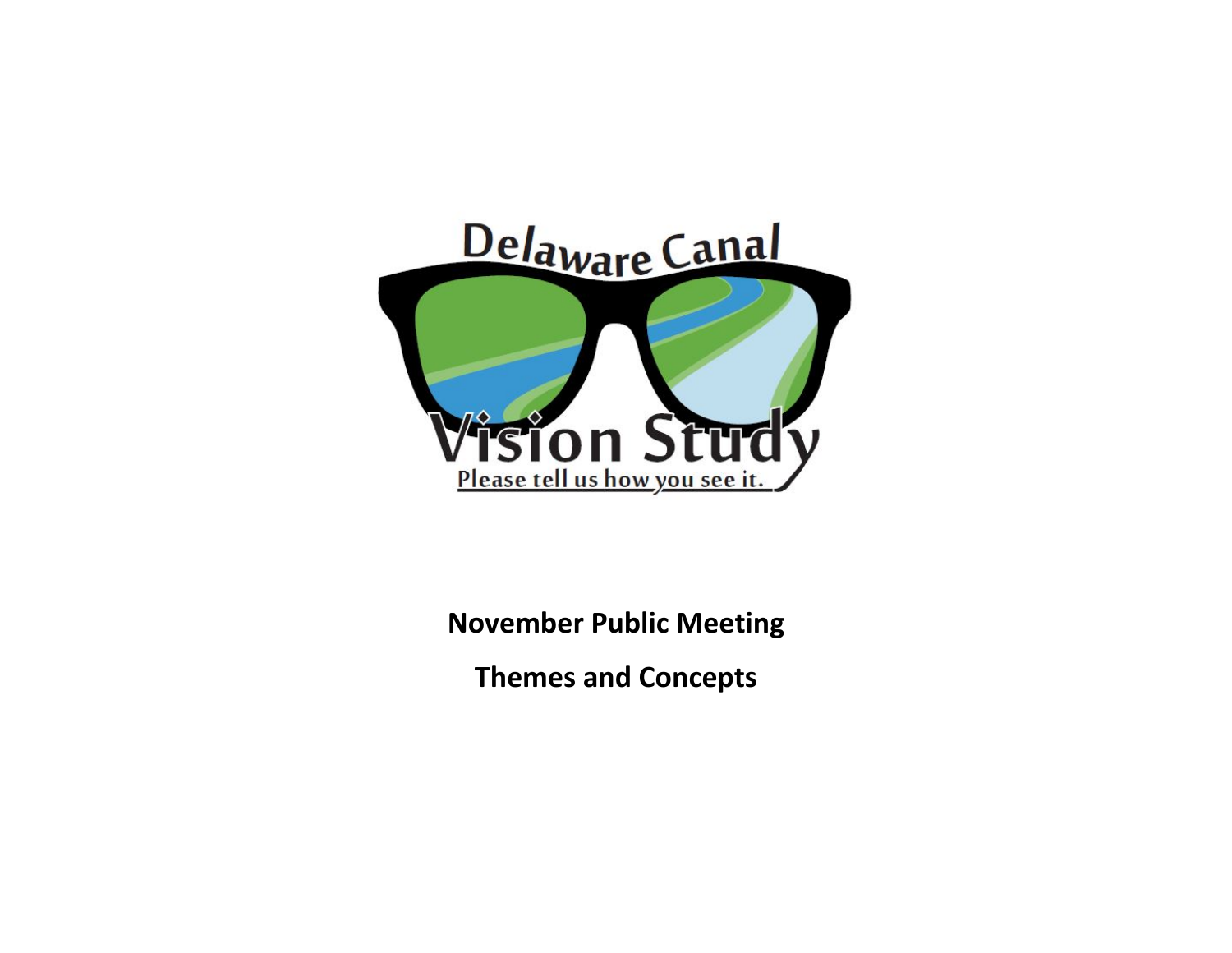# Delaware Canal Vision Study

Please tell us how you see it.

**November Public Meeting**

**Themes and Concepts**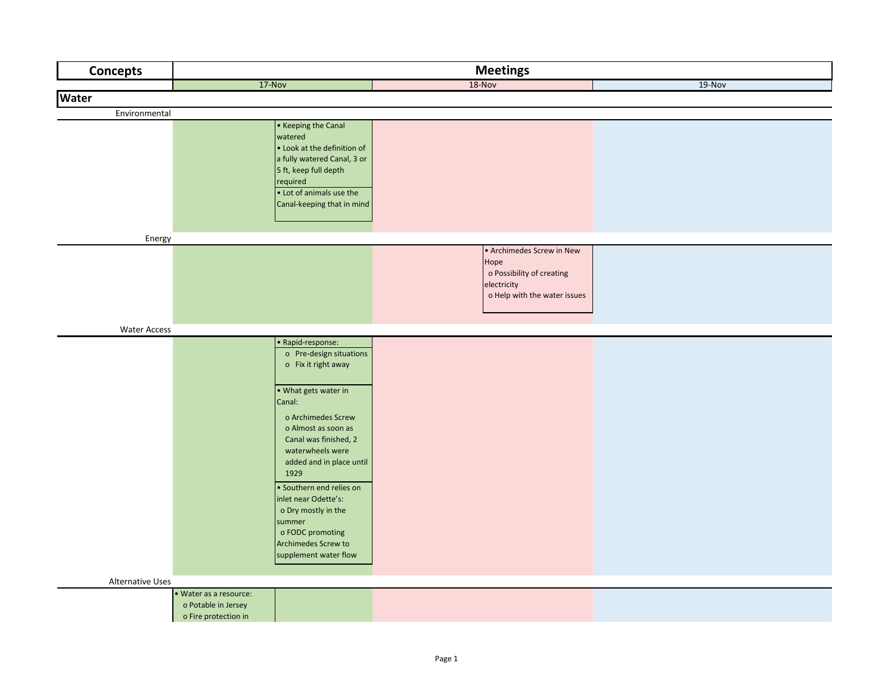| Concepts | Meetings | | |
|---|---|---|---|
| | 17-Nov | 18-Nov | 19-Nov |
| **Water** | | | |
| Environmental | | | |
| | • Keeping the Canal watered<br>• Look at the definition of a fully watered Canal, 3 or 5 ft, keep full depth required<br>• Lot of animals use the Canal-keeping that in mind | | |
| Energy | | | |
| | | • Archimedes Screw in New Hope<br>o Possibility of creating electricity<br>o Help with the water issues | |
| Water Access | | | |
| | • Rapid-response:<br>o Pre-design situations<br>o Fix it right away<br>• What gets water in Canal:<br>o Archimedes Screw<br>o Almost as soon as Canal was finished, 2 waterwheels were added and in place until 1929<br>• Southern end relies on inlet near Odette's:<br>o Dry mostly in the summer<br>o FODC promoting Archimedes Screw to supplement water flow | | |
| Alternative Uses | | | |
| | • Water as a resource:<br>o Potable in Jersey<br>o Fire protection in | | |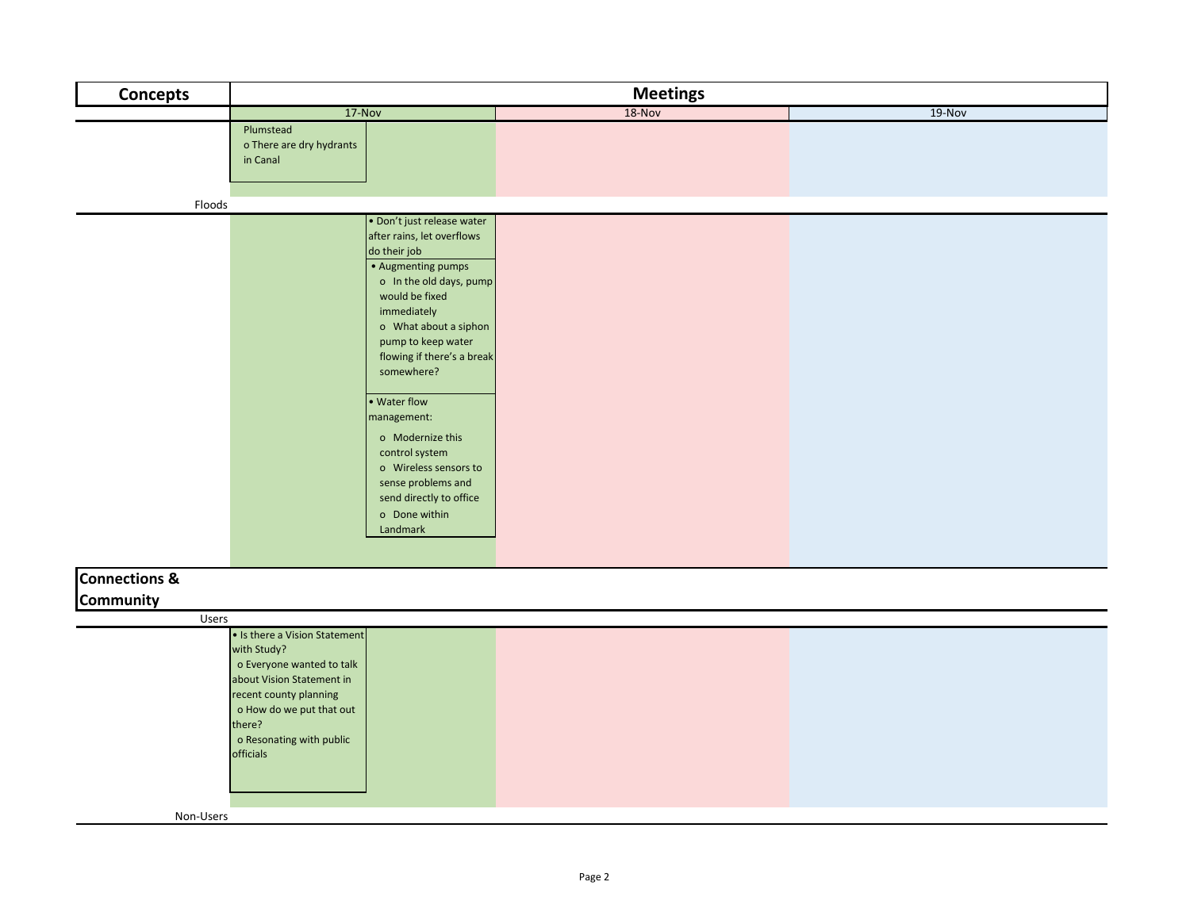| Concepts | Meetings | | |
|---|---|---|---|
| | 17-Nov | 18-Nov | 19-Nov |
| | Plumstead<br>o There are dry hydrants in Canal | | |
| Floods | | | |
| | • Don't just release water after rains, let overflows do their job<br>• Augmenting pumps<br>o In the old days, pump would be fixed immediately<br>o What about a siphon pump to keep water flowing if there's a break somewhere?<br>• Water flow management:<br>o Modernize this control system<br>o Wireless sensors to sense problems and send directly to office<br>o Done within Landmark | | |
| **Connections & Community** | | | |
| Users | | | |
| | • Is there a Vision Statement with Study?<br>o Everyone wanted to talk about Vision Statement in recent county planning<br>o How do we put that out there?<br>o Resonating with public officials | | |
| Non-Users | | | |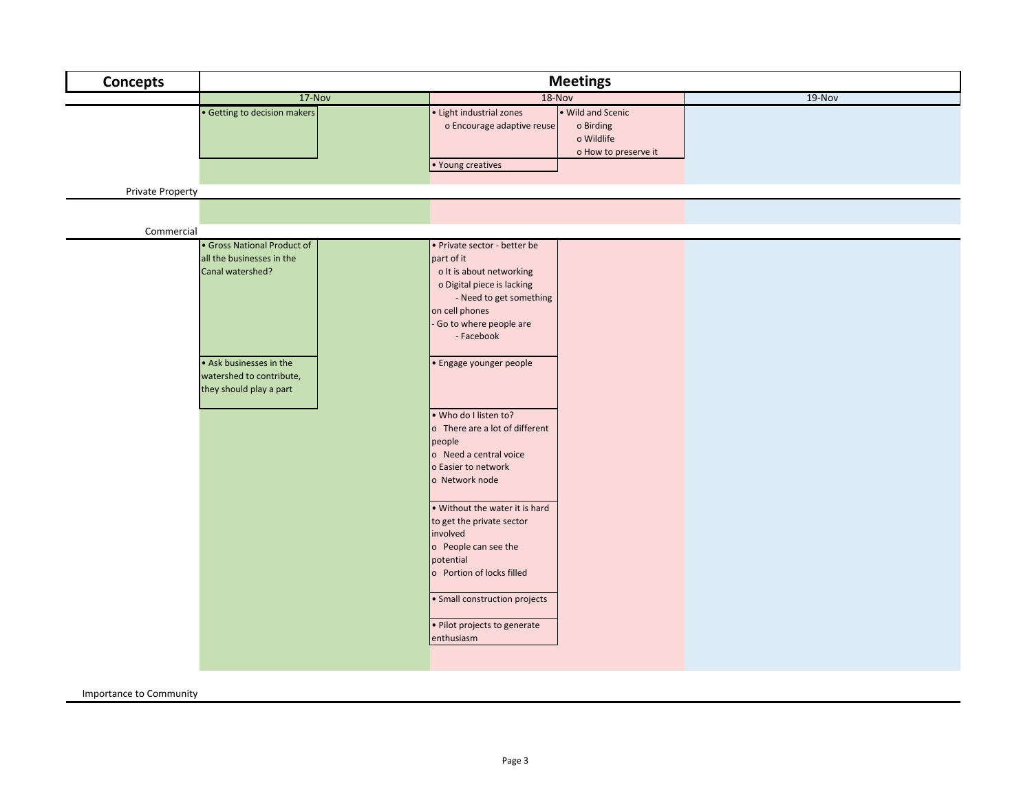| Concepts | Meetings | | | | |
|---|---|---|---|---|---|
| | 17-Nov | | 18-Nov | | 19-Nov |
| | • Getting to decision makers | | • Light industrial zones<br>o Encourage adaptive reuse | • Wild and Scenic<br>o Birding<br>o Wildlife<br>o How to preserve it | |
| | | | • Young creatives | | |
| Private Property | | | | | |
| | | | | | |
| Commercial | | | | | |
| | • Gross National Product of all the businesses in the Canal watershed? | | • Private sector - better be part of it<br>o It is about networking<br>o Digital piece is lacking<br>- Need to get something on cell phones<br>- Go to where people are<br>- Facebook | | |
| | • Ask businesses in the watershed to contribute, they should play a part | | • Engage younger people | | |
| | | | • Who do I listen to?<br>o There are a lot of different people<br>o Need a central voice<br>o Easier to network<br>o Network node | | |
| | | | • Without the water it is hard to get the private sector involved<br>o People can see the potential<br>o Portion of locks filled | | |
| | | | • Small construction projects | | |
| | | | • Pilot projects to generate enthusiasm | | |
| Importance to Community | | | | | |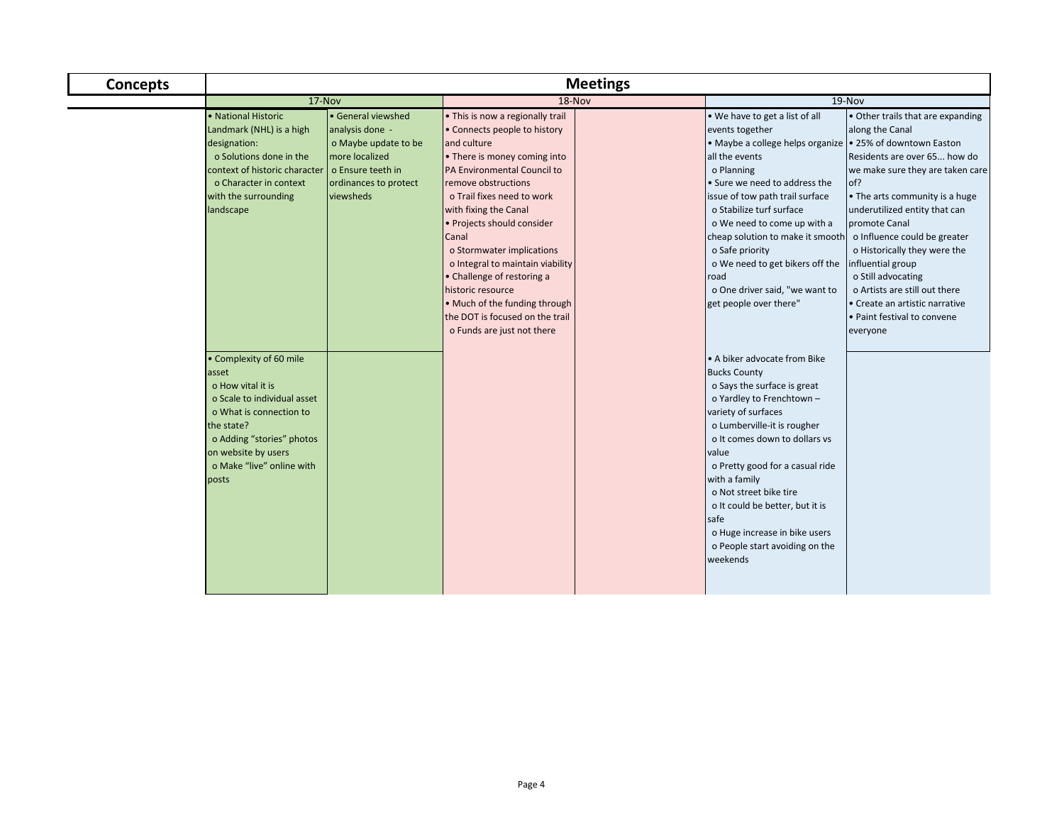| Concepts | Meetings | | | | | |
|---|---|---|---|---|---|---|
| | 17-Nov | | 18-Nov | | 19-Nov | |
| | • National Historic Landmark (NHL) is a high designation:<br>o Solutions done in the context of historic character<br>o Character in context with the surrounding landscape | • General viewshed analysis done -<br>o Maybe update to be more localized<br>o Ensure teeth in ordinances to protect viewsheds | • This is now a regionally trail<br>• Connects people to history and culture<br>• There is money coming into PA Environmental Council to remove obstructions<br>o Trail fixes need to work with fixing the Canal<br>• Projects should consider Canal<br>o Stormwater implications<br>o Integral to maintain viability<br>• Challenge of restoring a historic resource<br>• Much of the funding through the DOT is focused on the trail<br>o Funds are just not there | | • We have to get a list of all events together<br>• Maybe a college helps organize all the events<br>o Planning<br>• Sure we need to address the issue of tow path trail surface<br>o Stabilize turf surface<br>o We need to come up with a cheap solution to make it smooth<br>o Safe priority<br>o We need to get bikers off the road<br>o One driver said, "we want to get people over there" | • Other trails that are expanding along the Canal<br>• 25% of downtown Easton Residents are over 65... how do we make sure they are taken care of?<br>• The arts community is a huge underutilized entity that can promote Canal<br>o Influence could be greater<br>o Historically they were the influential group<br>o Still advocating<br>o Artists are still out there<br>• Create an artistic narrative<br>• Paint festival to convene everyone |
| | • Complexity of 60 mile asset<br>o How vital it is<br>o Scale to individual asset<br>o What is connection to the state?<br>o Adding "stories" photos on website by users<br>o Make "live" online with posts | | | | • A biker advocate from Bike Bucks County<br>o Says the surface is great<br>o Yardley to Frenchtown – variety of surfaces<br>o Lumberville-it is rougher<br>o It comes down to dollars vs value<br>o Pretty good for a casual ride with a family<br>o Not street bike tire<br>o It could be better, but it is safe<br>o Huge increase in bike users<br>o People start avoiding on the weekends | |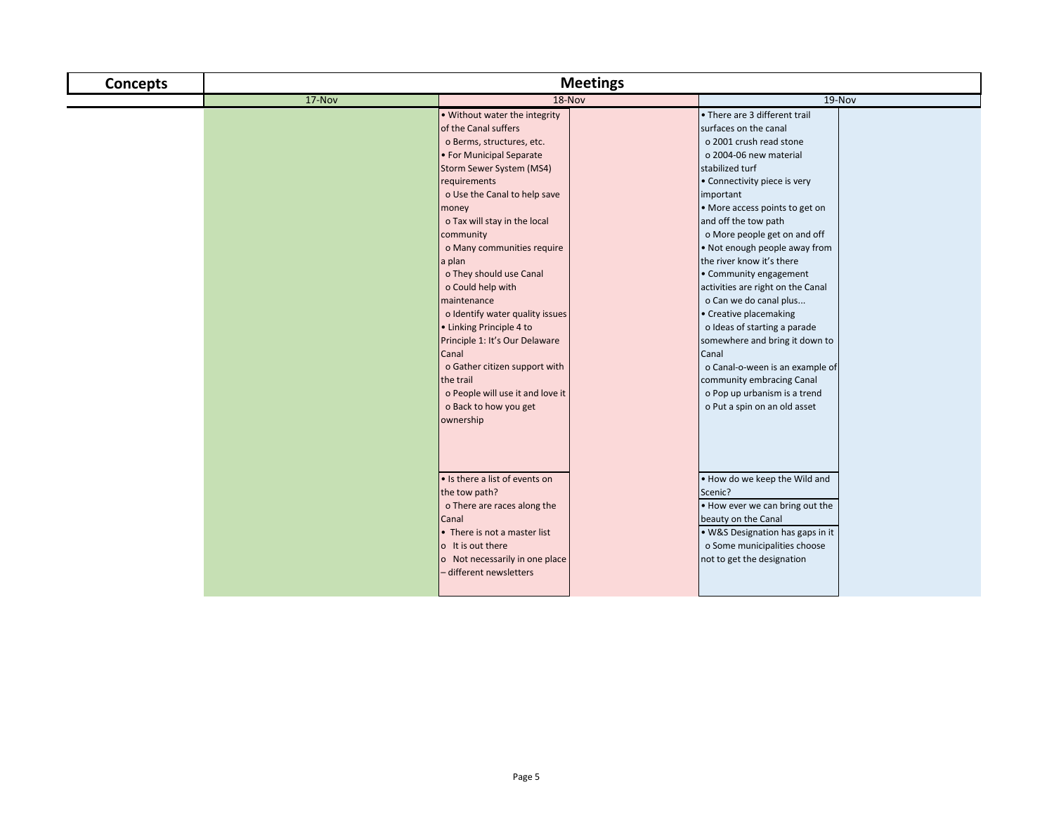| Concepts | Meetings | | | | |
|---|---|---|---|---|---|
| | 17-Nov | 18-Nov | | 19-Nov | |
| | | • Without water the integrity of the Canal suffers<br>o Berms, structures, etc.<br>• For Municipal Separate Storm Sewer System (MS4) requirements<br>o Use the Canal to help save money<br>o Tax will stay in the local community<br>o Many communities require a plan<br>o They should use Canal<br>o Could help with maintenance<br>o Identify water quality issues<br>• Linking Principle 4 to Principle 1: It's Our Delaware Canal<br>o Gather citizen support with the trail<br>o People will use it and love it<br>o Back to how you get ownership | | • There are 3 different trail surfaces on the canal<br>o 2001 crush read stone<br>o 2004-06 new material stabilized turf<br>• Connectivity piece is very important<br>• More access points to get on and off the tow path<br>o More people get on and off<br>• Not enough people away from the river know it's there<br>• Community engagement activities are right on the Canal<br>o Can we do canal plus...<br>• Creative placemaking<br>o Ideas of starting a parade somewhere and bring it down to Canal<br>o Canal-o-ween is an example of community embracing Canal<br>o Pop up urbanism is a trend<br>o Put a spin on an old asset | |
| | | • Is there a list of events on the tow path?<br>o There are races along the Canal<br>• There is not a master list<br>o It is out there<br>o Not necessarily in one place – different newsletters | | • How do we keep the Wild and Scenic?<br>• How ever we can bring out the beauty on the Canal<br>• W&S Designation has gaps in it<br>o Some municipalities choose not to get the designation | |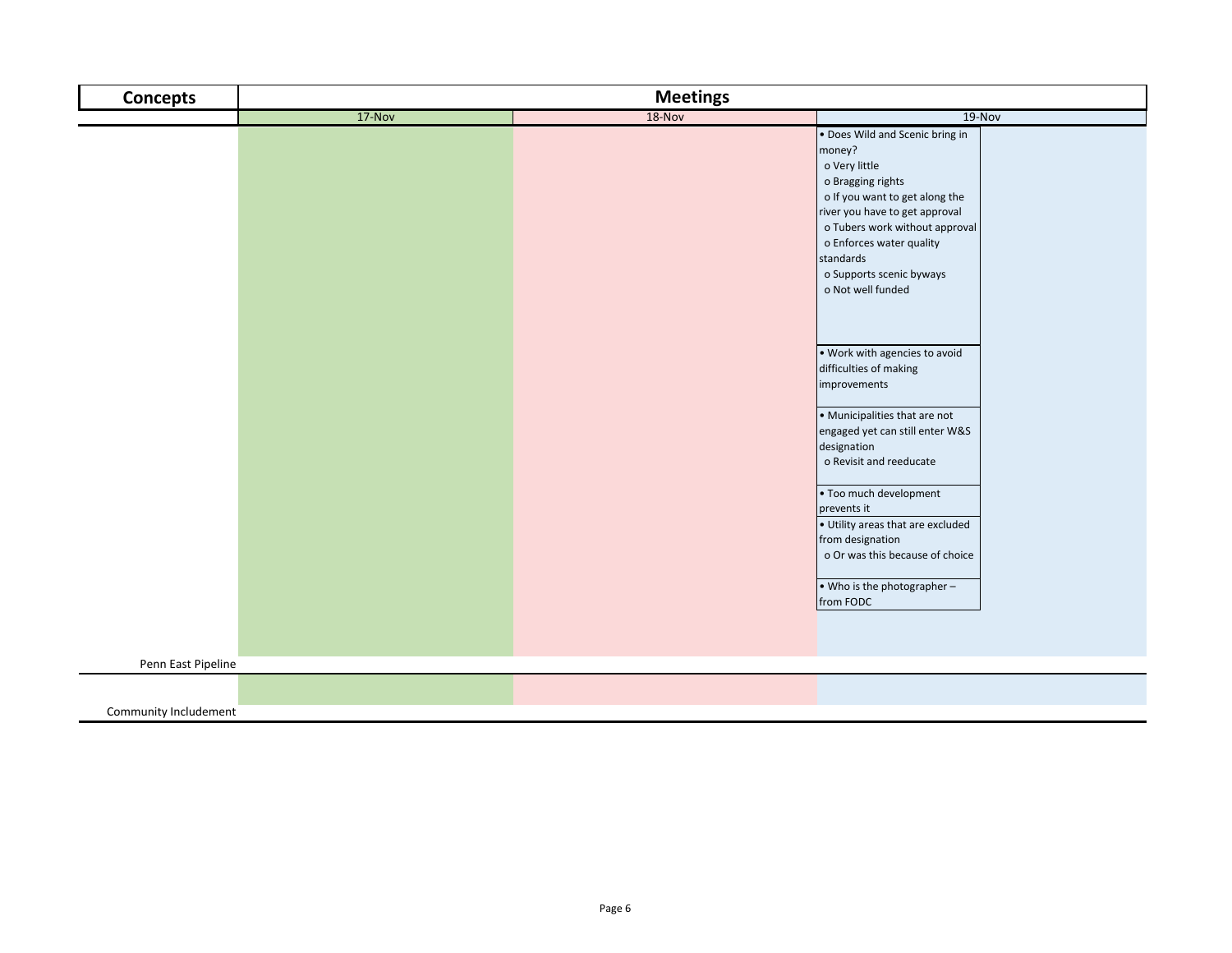| Concepts | Meetings | | |
|---|---|---|---|
| | 17-Nov | 18-Nov | 19-Nov |
| | | | • Does Wild and Scenic bring in money?<br>o Very little<br>o Bragging rights<br>o If you want to get along the river you have to get approval<br>o Tubers work without approval<br>o Enforces water quality standards<br>o Supports scenic byways<br>o Not well funded<br><br>• Work with agencies to avoid difficulties of making improvements<br><br>• Municipalities that are not engaged yet can still enter W&S designation<br>o Revisit and reeducate<br><br>• Too much development prevents it<br>• Utility areas that are excluded from designation<br>o Or was this because of choice<br><br>• Who is the photographer – from FODC |
| Penn East Pipeline | | | |
| Community Includement | | | |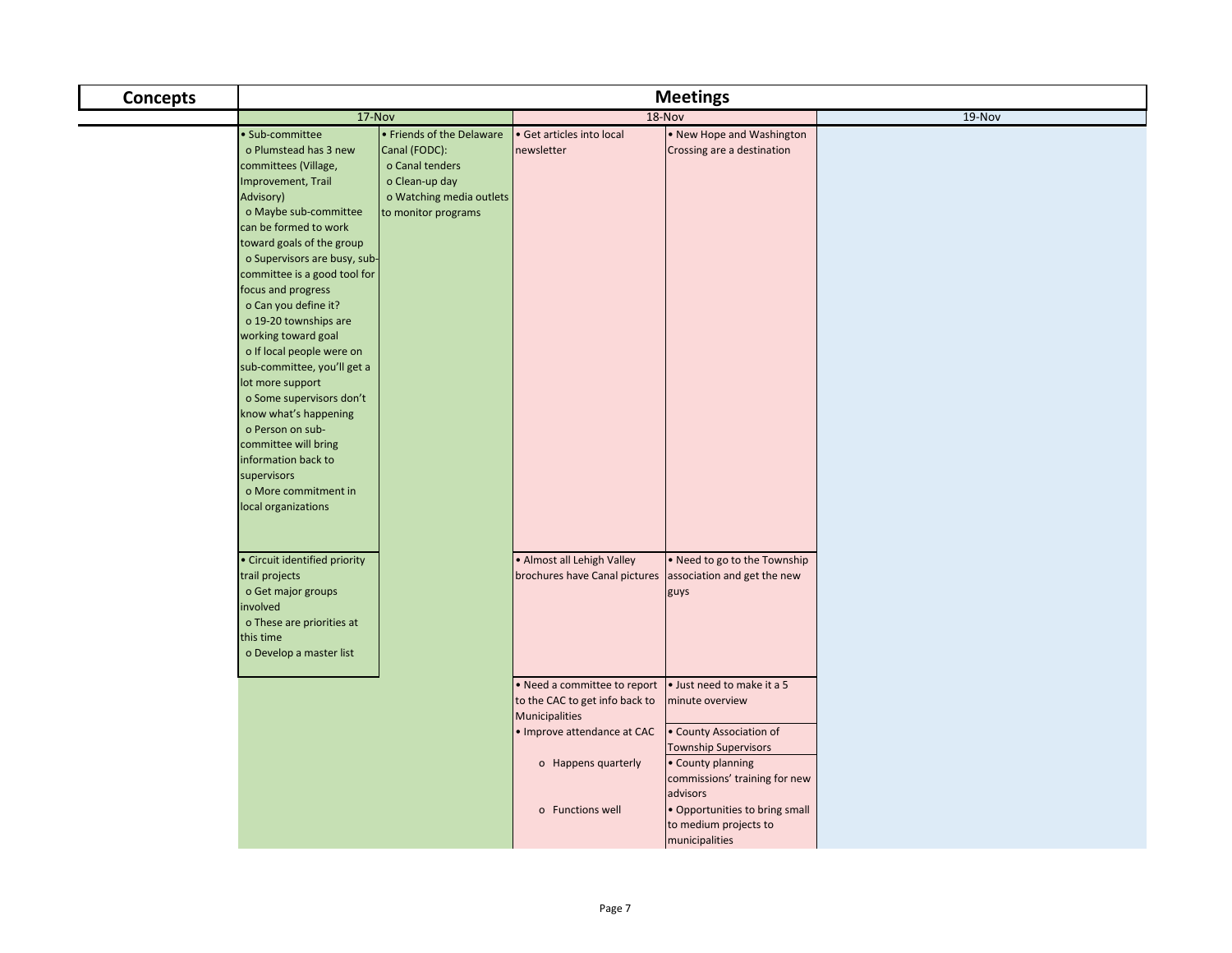| Concepts | Meetings | | | | |
|---|---|---|---|---|---|
| | 17-Nov | | 18-Nov | | 19-Nov |
| | • Sub-committee<br>o Plumstead has 3 new committees (Village, Improvement, Trail Advisory)<br>o Maybe sub-committee can be formed to work toward goals of the group<br>o Supervisors are busy, sub-committee is a good tool for focus and progress<br>o Can you define it?<br>o 19-20 townships are working toward goal<br>o If local people were on sub-committee, you'll get a lot more support<br>o Some supervisors don't know what's happening<br>o Person on sub-committee will bring information back to supervisors<br>o More commitment in local organizations | • Friends of the Delaware Canal (FODC):<br>o Canal tenders<br>o Clean-up day<br>o Watching media outlets to monitor programs | • Get articles into local newsletter | • New Hope and Washington Crossing are a destination | |
| | • Circuit identified priority trail projects<br>o Get major groups involved<br>o These are priorities at this time<br>o Develop a master list | | • Almost all Lehigh Valley brochures have Canal pictures | • Need to go to the Township association and get the new guys | |
| | | | • Need a committee to report to the CAC to get info back to Municipalities | • Just need to make it a 5 minute overview | |
| | | | • Improve attendance at CAC | • County Association of Township Supervisors | |
| | | | o Happens quarterly | • County planning commissions' training for new advisors | |
| | | | o Functions well | • Opportunities to bring small to medium projects to municipalities | |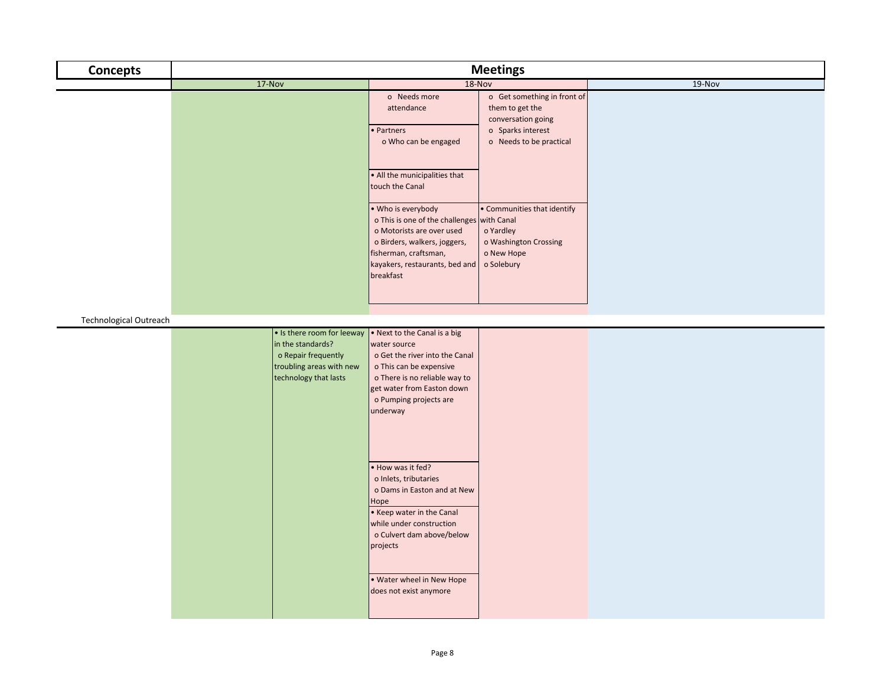| Concepts | Meetings | | | | |
|---|---|---|---|---|---|
| | 17-Nov | | 18-Nov | | 19-Nov |
| | | | o Needs more attendance | o Get something in front of them to get the conversation going<br>o Sparks interest<br>o Needs to be practical | |
| | | | • Partners<br>o Who can be engaged | | |
| | | | • All the municipalities that touch the Canal | | |
| | | | • Who is everybody<br>o This is one of the challenges<br>o Motorists are over used<br>o Birders, walkers, joggers, fisherman, craftsman, kayakers, restaurants, bed and breakfast | • Communities that identify with Canal<br>o Yardley<br>o Washington Crossing<br>o New Hope<br>o Solebury | |
| Technological Outreach | | | | | |
| | | • Is there room for leeway in the standards?<br>o Repair frequently troubling areas with new technology that lasts | • Next to the Canal is a big water source<br>o Get the river into the Canal<br>o This can be expensive<br>o There is no reliable way to get water from Easton down<br>o Pumping projects are underway | | |
| | | | • How was it fed?<br>o Inlets, tributaries<br>o Dams in Easton and at New Hope | | |
| | | | • Keep water in the Canal while under construction<br>o Culvert dam above/below projects | | |
| | | | • Water wheel in New Hope does not exist anymore | | |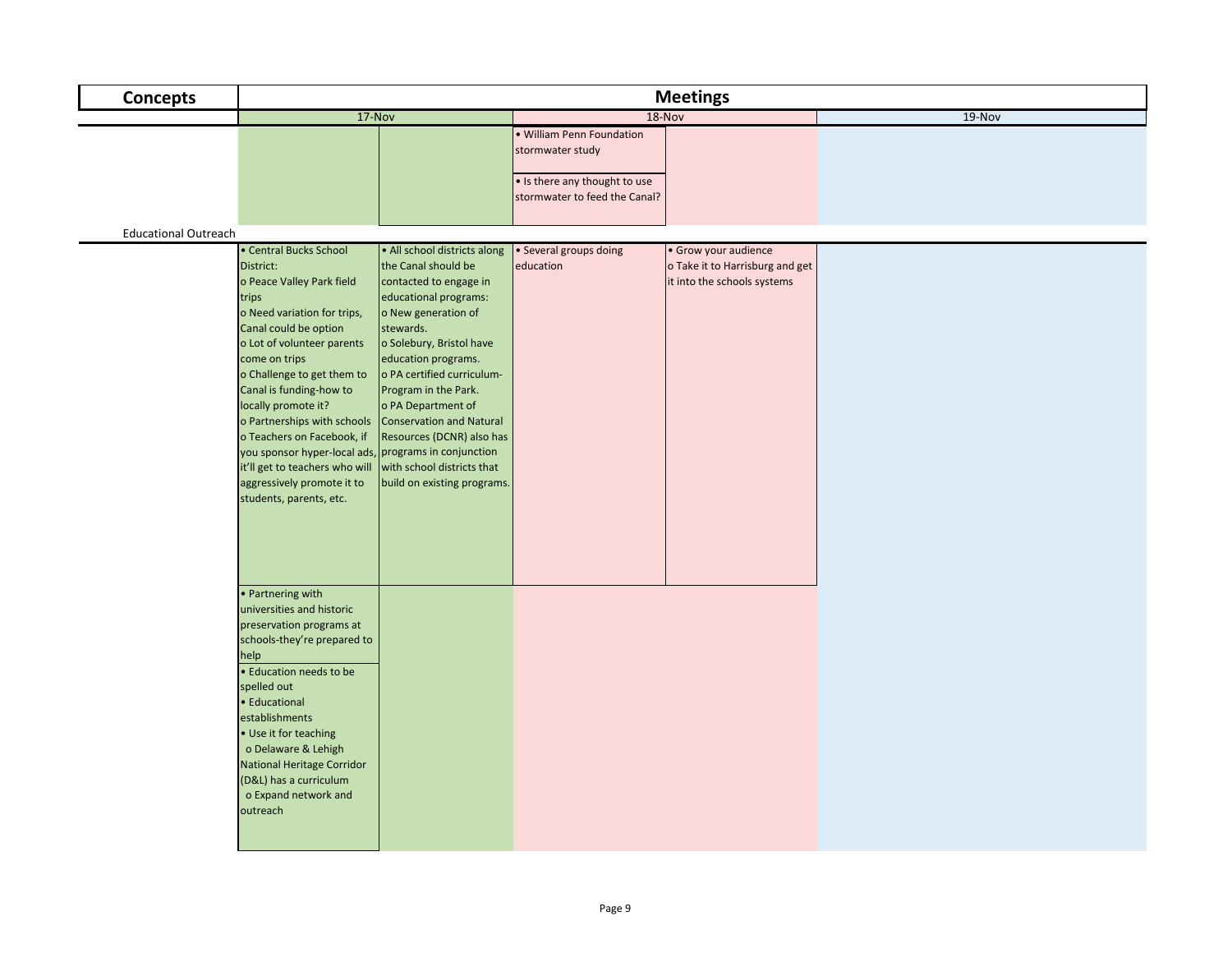| Concepts | Meetings | | | | |
|---|---|---|---|---|---|
| | 17-Nov | | 18-Nov | | 19-Nov |
| | | | • William Penn Foundation stormwater study<br><br>• Is there any thought to use stormwater to feed the Canal? | | |
| Educational Outreach | | | | | |
| | • Central Bucks School District:<br>o Peace Valley Park field trips<br>o Need variation for trips, Canal could be option<br>o Lot of volunteer parents come on trips<br>o Challenge to get them to Canal is funding-how to locally promote it?<br>o Partnerships with schools<br>o Teachers on Facebook, if you sponsor hyper-local ads, it'll get to teachers who will aggressively promote it to students, parents, etc. | • All school districts along the Canal should be contacted to engage in educational programs:<br>o New generation of stewards.<br>o Solebury, Bristol have education programs.<br>o PA certified curriculum-Program in the Park.<br>o PA Department of Conservation and Natural Resources (DCNR) also has programs in conjunction with school districts that build on existing programs. | • Several groups doing education | • Grow your audience<br>o Take it to Harrisburg and get it into the schools systems | |
| | • Partnering with universities and historic preservation programs at schools-they're prepared to help | | | | |
| | • Education needs to be spelled out<br>• Educational establishments<br>• Use it for teaching<br>o Delaware & Lehigh National Heritage Corridor (D&L) has a curriculum<br>o Expand network and outreach | | | | |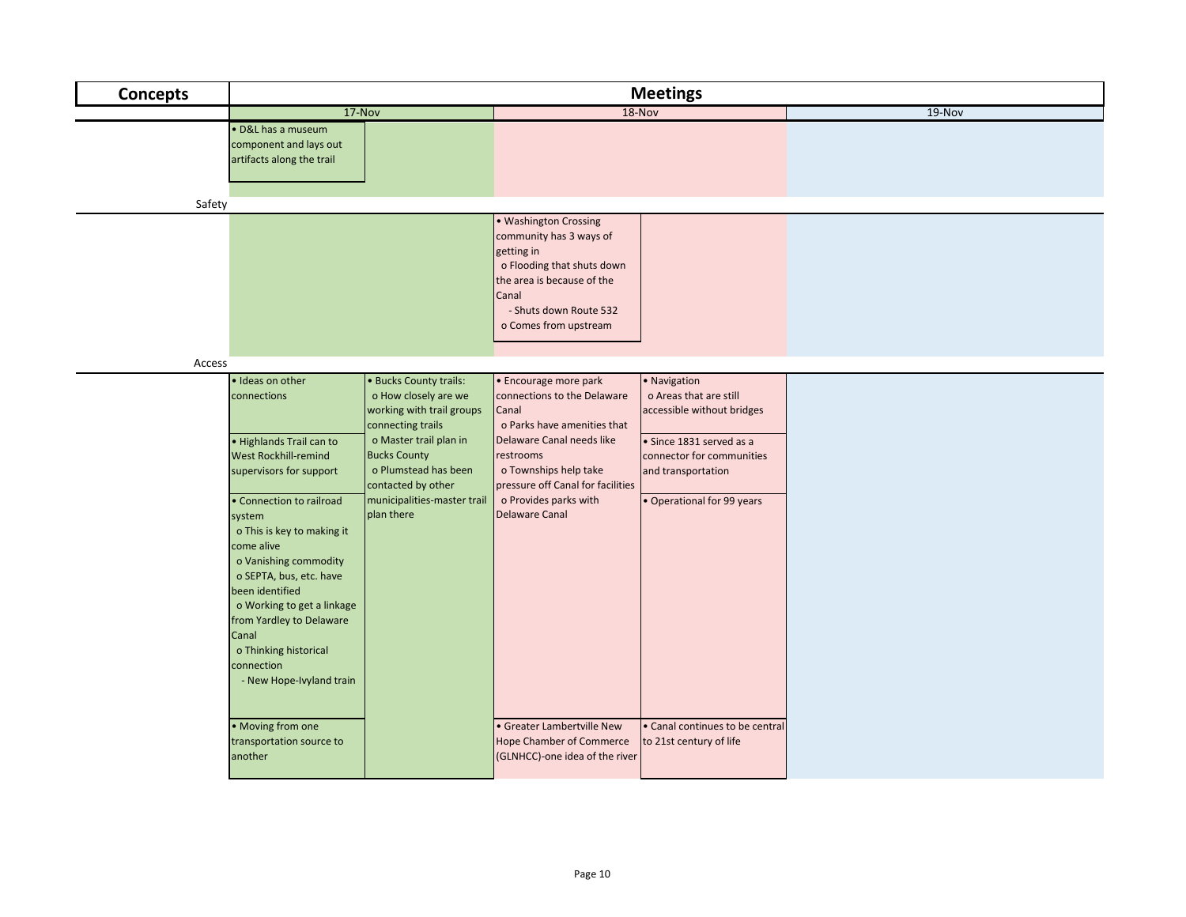| Concepts | Meetings | | | | |
|---|---|---|---|---|---|
| | 17-Nov | | 18-Nov | | 19-Nov |
| | • D&L has a museum component and lays out artifacts along the trail | | | | |
| Safety | | | | | |
| | | | • Washington Crossing community has 3 ways of getting in<br>o Flooding that shuts down the area is because of the Canal<br>- Shuts down Route 532<br>o Comes from upstream | | |
| Access | | | | | |
| | • Ideas on other connections | • Bucks County trails:<br>o How closely are we working with trail groups connecting trails<br>o Master trail plan in Bucks County<br>o Plumstead has been contacted by other municipalities-master trail plan there | • Encourage more park connections to the Delaware Canal<br>o Parks have amenities that Delaware Canal needs like restrooms<br>o Townships help take pressure off Canal for facilities<br>o Provides parks with Delaware Canal | • Navigation<br>o Areas that are still accessible without bridges | |
| | • Highlands Trail can to West Rockhill-remind supervisors for support | | | • Since 1831 served as a connector for communities and transportation | |
| | • Connection to railroad system<br>o This is key to making it come alive<br>o Vanishing commodity<br>o SEPTA, bus, etc. have been identified<br>o Working to get a linkage from Yardley to Delaware Canal<br>o Thinking historical connection<br>- New Hope-Ivyland train | | | • Operational for 99 years | |
| | • Moving from one transportation source to another | | • Greater Lambertville New Hope Chamber of Commerce (GLNHCC)-one idea of the river | • Canal continues to be central to 21st century of life | |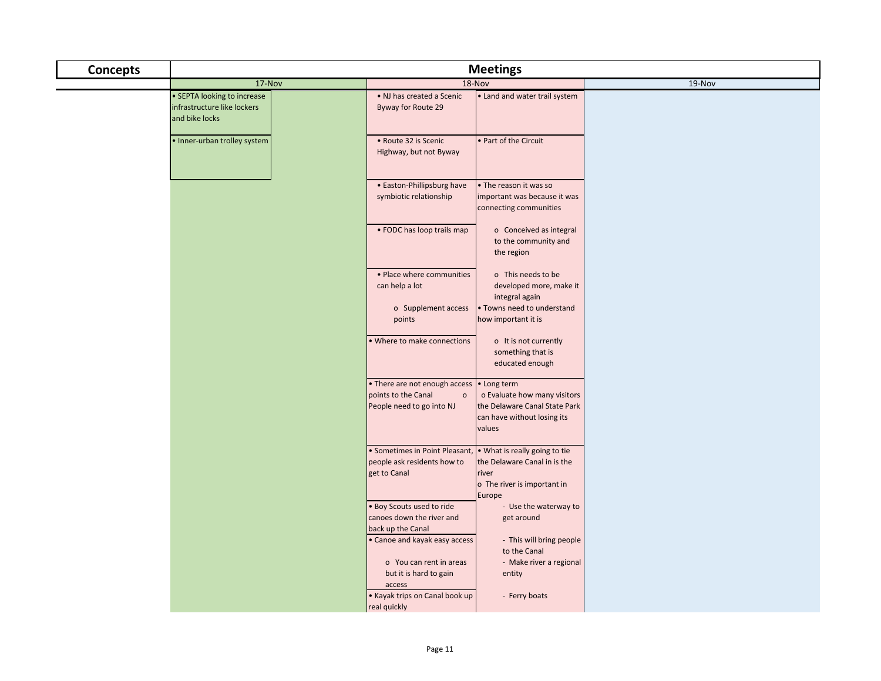| Concepts | Meetings | | | |
|---|---|---|---|---|
| | 17-Nov | 18-Nov | | 19-Nov |
| | • SEPTA looking to increase infrastructure like lockers and bike locks | • NJ has created a Scenic Byway for Route 29 | • Land and water trail system | |
| | • Inner-urban trolley system | • Route 32 is Scenic Highway, but not Byway | • Part of the Circuit | |
| | | • Easton-Phillipsburg have symbiotic relationship | • The reason it was so important was because it was connecting communities | |
| | | • FODC has loop trails map | o Conceived as integral to the community and the region | |
| | | • Place where communities can help a lot<br>o Supplement access points | o This needs to be developed more, make it integral again<br>• Towns need to understand how important it is | |
| | | • Where to make connections | o It is not currently something that is educated enough | |
| | | • There are not enough access points to the Canal o People need to go into NJ | • Long term<br>o Evaluate how many visitors the Delaware Canal State Park can have without losing its values | |
| | | • Sometimes in Point Pleasant, people ask residents how to get to Canal | • What is really going to tie the Delaware Canal in is the river<br>o The river is important in Europe | |
| | | • Boy Scouts used to ride canoes down the river and back up the Canal | - Use the waterway to get around | |
| | | • Canoe and kayak easy access<br>o You can rent in areas but it is hard to gain access | - This will bring people to the Canal<br>- Make river a regional entity | |
| | | • Kayak trips on Canal book up real quickly | - Ferry boats | |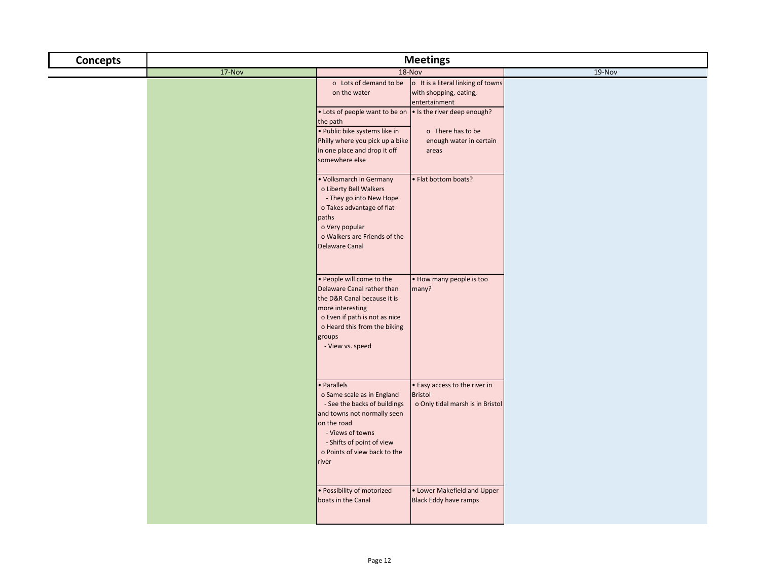| Concepts | Meetings | | | |
|---|---|---|---|---|
| | 17-Nov | 18-Nov | | 19-Nov |
| | | o Lots of demand to be on the water | o It is a literal linking of towns with shopping, eating, entertainment | |
| | | • Lots of people want to be on the path<br>• Public bike systems like in Philly where you pick up a bike in one place and drop it off somewhere else | • Is the river deep enough?<br>o There has to be enough water in certain areas | |
| | | • Volksmarch in Germany<br>o Liberty Bell Walkers<br>- They go into New Hope<br>o Takes advantage of flat paths<br>o Very popular<br>o Walkers are Friends of the Delaware Canal | • Flat bottom boats? | |
| | | • People will come to the Delaware Canal rather than the D&R Canal because it is more interesting<br>o Even if path is not as nice<br>o Heard this from the biking groups<br>- View vs. speed | • How many people is too many? | |
| | | • Parallels<br>o Same scale as in England<br>- See the backs of buildings and towns not normally seen on the road<br>- Views of towns<br>- Shifts of point of view<br>o Points of view back to the river | • Easy access to the river in Bristol<br>o Only tidal marsh is in Bristol | |
| | | • Possibility of motorized boats in the Canal | • Lower Makefield and Upper Black Eddy have ramps | |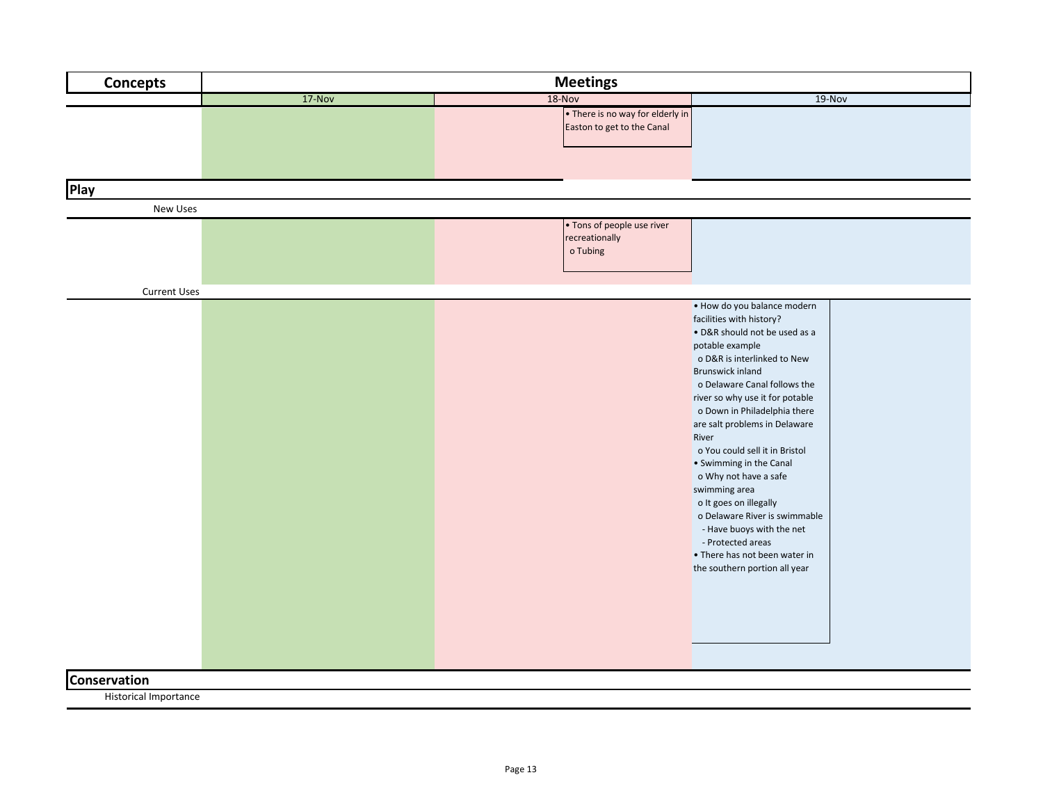| Concepts | Meetings | | |
|---|---|---|---|
| | 17-Nov | 18-Nov | 19-Nov |
| | | • There is no way for elderly in Easton to get to the Canal | |
| **Play** | | | |
| New Uses | | | |
| | | • Tons of people use river recreationally<br>o Tubing | |
| Current Uses | | | |
| | | | • How do you balance modern facilities with history?<br>• D&R should not be used as a potable example<br>o D&R is interlinked to New Brunswick inland<br>o Delaware Canal follows the river so why use it for potable<br>o Down in Philadelphia there are salt problems in Delaware River<br>o You could sell it in Bristol<br>• Swimming in the Canal<br>o Why not have a safe swimming area<br>o It goes on illegally<br>o Delaware River is swimmable<br>- Have buoys with the net<br>- Protected areas<br>• There has not been water in the southern portion all year |
| **Conservation** | | | |
| Historical Importance | | | |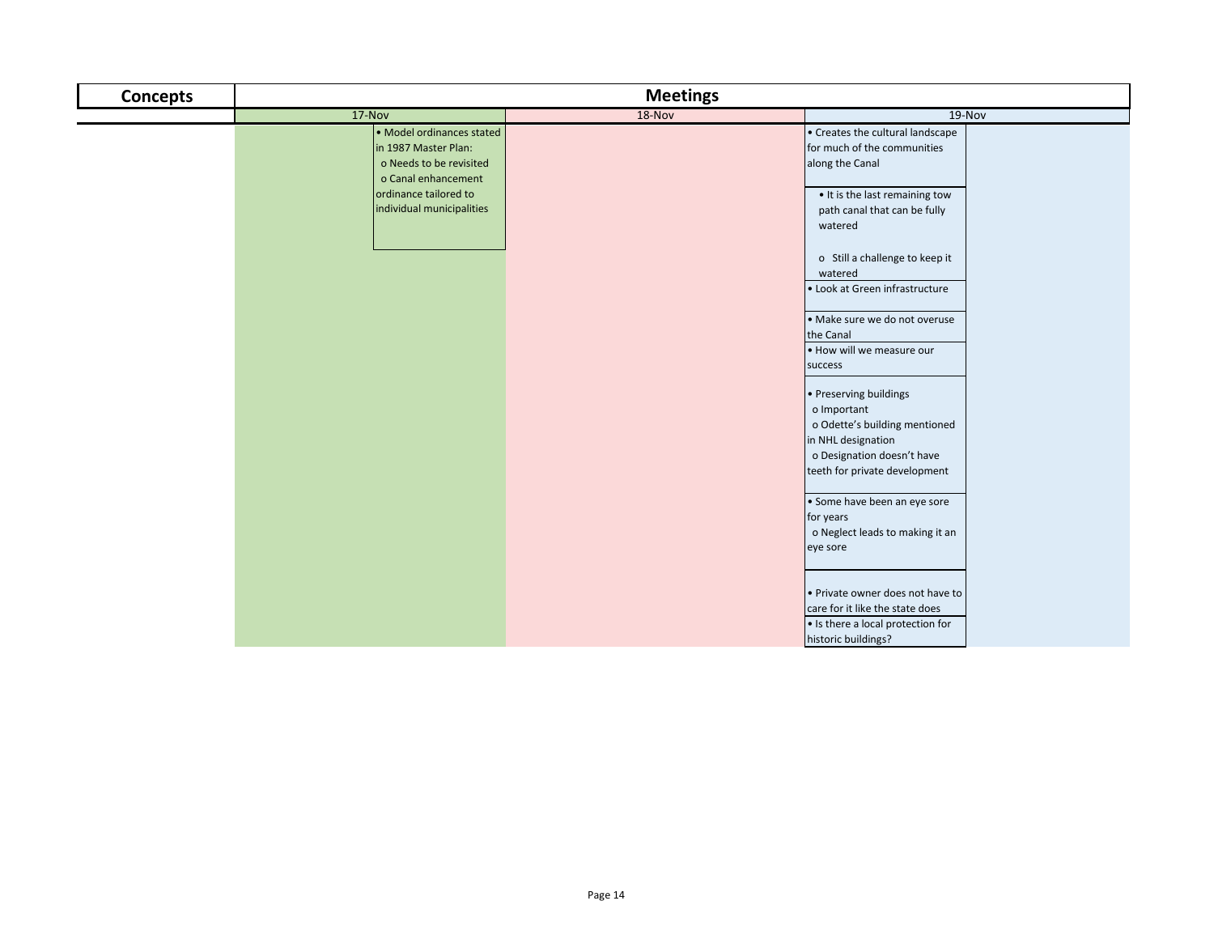| Concepts | Meetings | | |
|---|---|---|---|
| | 17-Nov | 18-Nov | 19-Nov |
| | • Model ordinances stated in 1987 Master Plan:<br>o Needs to be revisited<br>o Canal enhancement ordinance tailored to individual municipalities | | • Creates the cultural landscape for much of the communities along the Canal |
| | | | • It is the last remaining tow path canal that can be fully watered<br><br>o Still a challenge to keep it watered |
| | | | • Look at Green infrastructure |
| | | | • Make sure we do not overuse the Canal |
| | | | • How will we measure our success |
| | | | • Preserving buildings<br>o Important<br>o Odette's building mentioned in NHL designation<br>o Designation doesn't have teeth for private development |
| | | | • Some have been an eye sore for years<br>o Neglect leads to making it an eye sore |
| | | | • Private owner does not have to care for it like the state does |
| | | | • Is there a local protection for historic buildings? |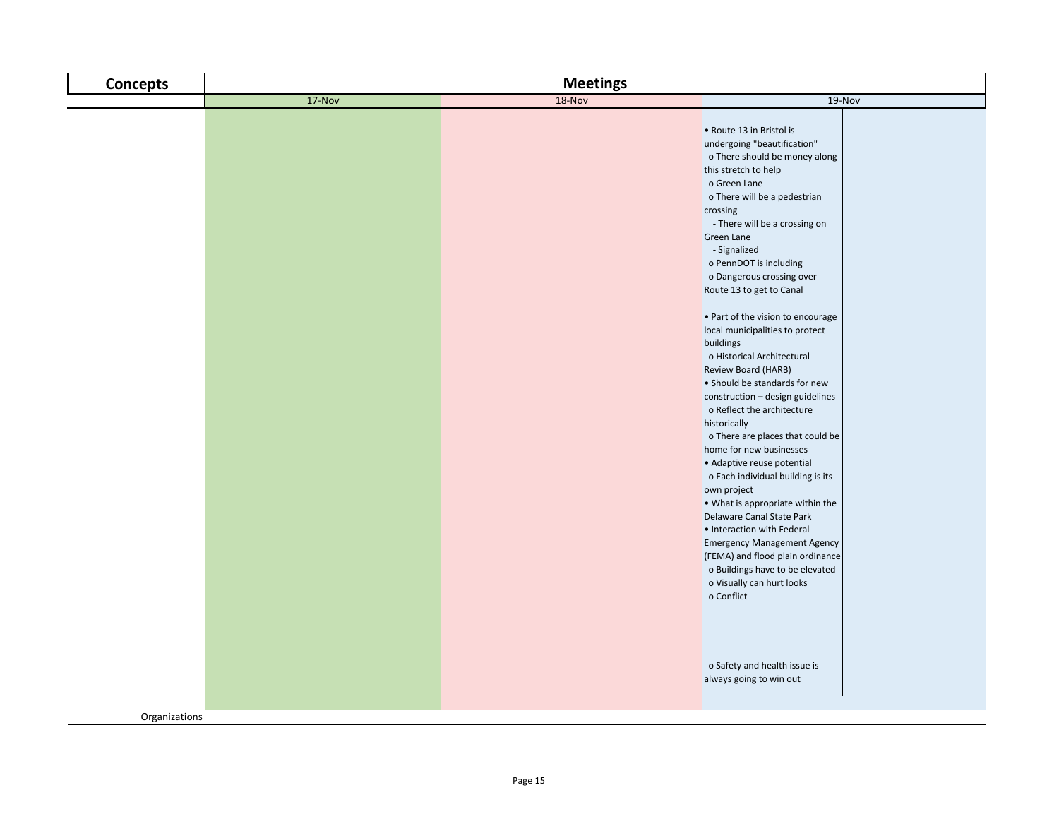| Concepts | Meetings | | |
|---|---|---|---|
| | 17-Nov | 18-Nov | 19-Nov |
| | | | • Route 13 in Bristol is undergoing "beautification"<br>o There should be money along this stretch to help<br>o Green Lane<br>o There will be a pedestrian crossing<br>- There will be a crossing on Green Lane<br>- Signalized<br>o PennDOT is including<br>o Dangerous crossing over Route 13 to get to Canal<br><br>• Part of the vision to encourage local municipalities to protect buildings<br>o Historical Architectural Review Board (HARB)<br>• Should be standards for new construction – design guidelines<br>o Reflect the architecture historically<br>o There are places that could be home for new businesses<br>• Adaptive reuse potential<br>o Each individual building is its own project<br>• What is appropriate within the Delaware Canal State Park<br>• Interaction with Federal Emergency Management Agency (FEMA) and flood plain ordinance<br>o Buildings have to be elevated<br>o Visually can hurt looks<br>o Conflict<br><br>o Safety and health issue is always going to win out |
| Organizations | | | |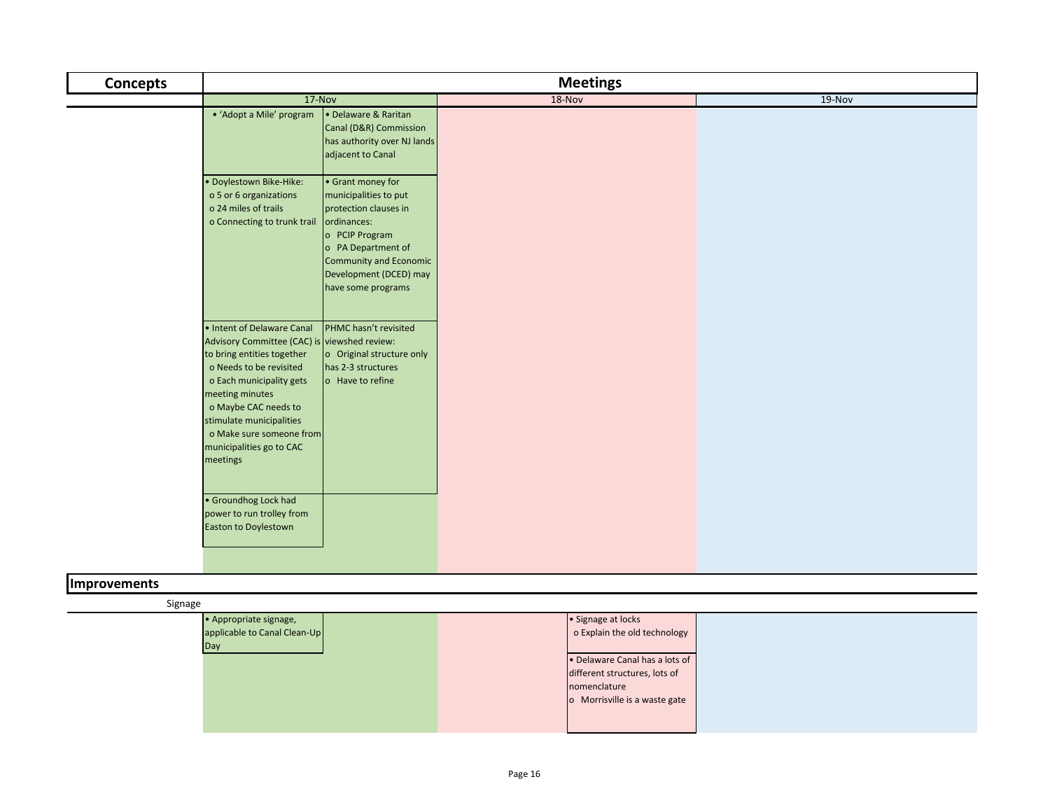| Concepts | Meetings | | | |
|---|---|---|---|---|
| | 17-Nov | | 18-Nov | 19-Nov |
| | • 'Adopt a Mile' program | • Delaware & Raritan Canal (D&R) Commission has authority over NJ lands adjacent to Canal | | |
| | • Doylestown Bike-Hike:<br>o 5 or 6 organizations<br>o 24 miles of trails<br>o Connecting to trunk trail | • Grant money for municipalities to put protection clauses in ordinances:<br>o PCIP Program<br>o PA Department of Community and Economic Development (DCED) may have some programs | | |
| | • Intent of Delaware Canal Advisory Committee (CAC) is to bring entities together<br>o Needs to be revisited<br>o Each municipality gets meeting minutes<br>o Maybe CAC needs to stimulate municipalities<br>o Make sure someone from municipalities go to CAC meetings | PHMC hasn't revisited viewshed review:<br>o Original structure only has 2-3 structures<br>o Have to refine | | |
| | • Groundhog Lock had power to run trolley from Easton to Doylestown | | | |

## Improvements

Signage

| | 17-Nov | | 18-Nov | | 19-Nov |
|---|---|---|---|---|---|
| | • Appropriate signage, applicable to Canal Clean-Up Day | | | • Signage at locks<br>o Explain the old technology | |
| | | | | • Delaware Canal has a lots of different structures, lots of nomenclature<br>o Morrisville is a waste gate | |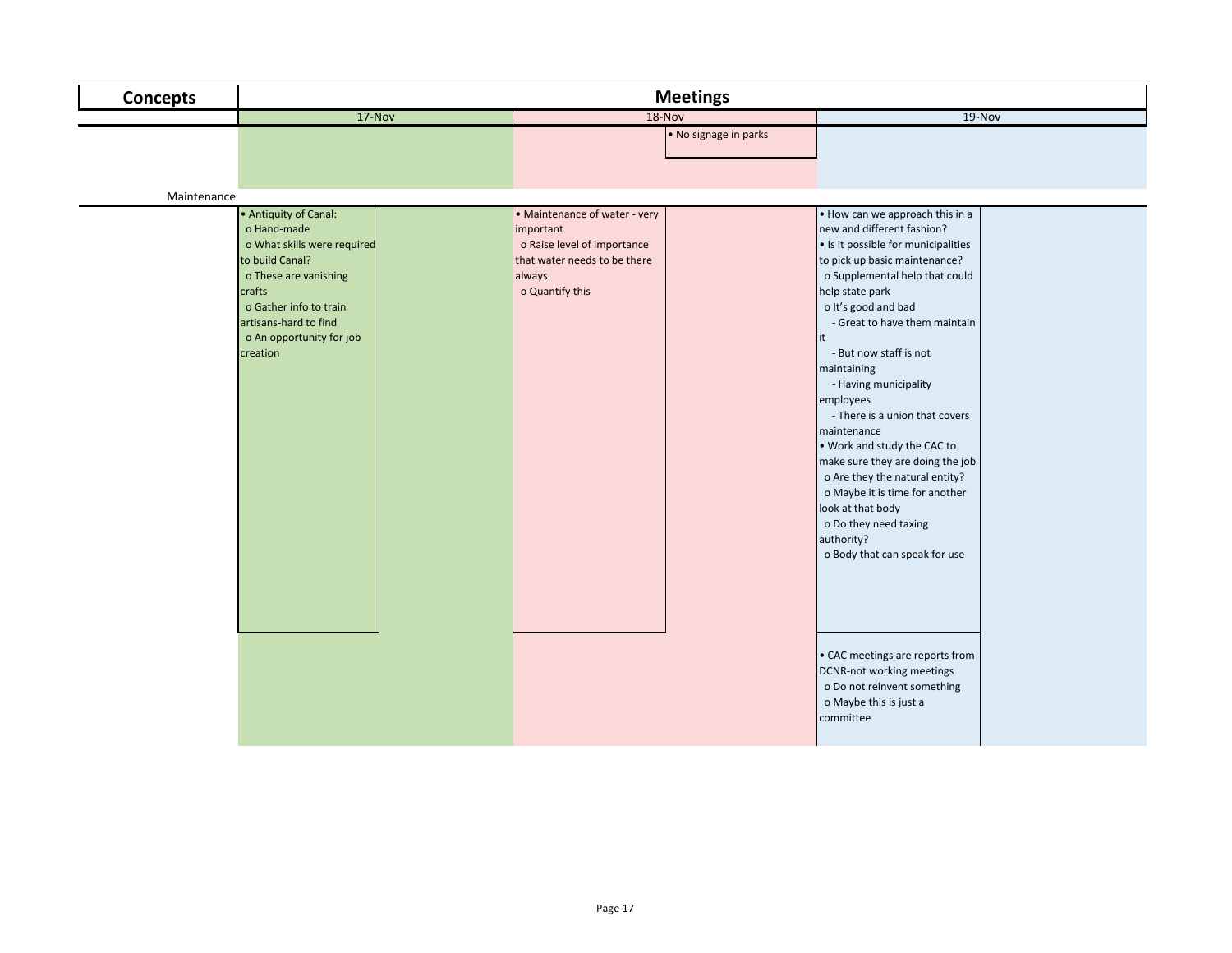| Concepts | Meetings | | |
| --- | --- | --- | --- |
| | 17-Nov | 18-Nov | 19-Nov |
| | | • No signage in parks | |
| Maintenance | • Antiquity of Canal:<br>o Hand-made<br>o What skills were required to build Canal?<br>o These are vanishing crafts<br>o Gather info to train artisans-hard to find<br>o An opportunity for job creation | • Maintenance of water - very important<br>o Raise level of importance that water needs to be there always<br>o Quantify this | • How can we approach this in a new and different fashion?<br>• Is it possible for municipalities to pick up basic maintenance?<br>o Supplemental help that could help state park<br>o It's good and bad<br>- Great to have them maintain it<br>- But now staff is not maintaining<br>- Having municipality employees<br>- There is a union that covers maintenance<br>• Work and study the CAC to make sure they are doing the job<br>o Are they the natural entity?<br>o Maybe it is time for another look at that body<br>o Do they need taxing authority?<br>o Body that can speak for use |
| | | | • CAC meetings are reports from DCNR-not working meetings<br>o Do not reinvent something<br>o Maybe this is just a committee |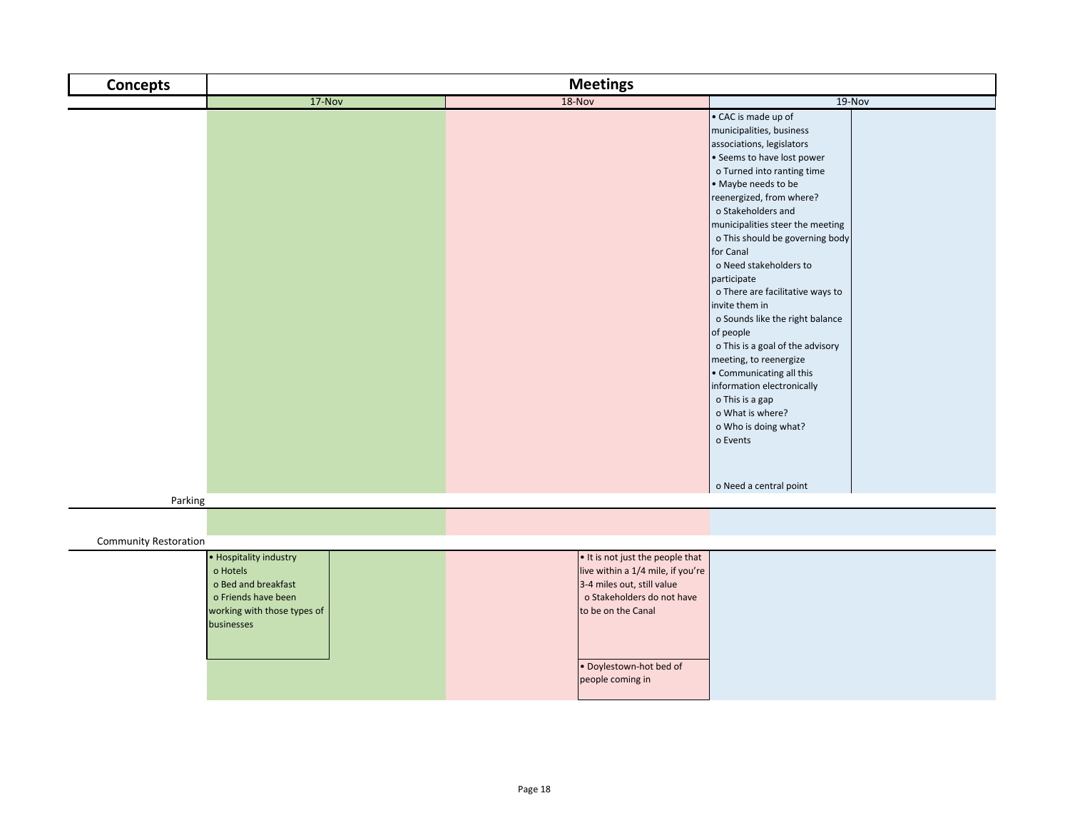| Concepts | Meetings | | |
|---|---|---|---|
| | 17-Nov | 18-Nov | 19-Nov |
| | | | • CAC is made up of municipalities, business associations, legislators<br>• Seems to have lost power<br>o Turned into ranting time<br>• Maybe needs to be reenergized, from where?<br>o Stakeholders and municipalities steer the meeting<br>o This should be governing body for Canal<br>o Need stakeholders to participate<br>o There are facilitative ways to invite them in<br>o Sounds like the right balance of people<br>o This is a goal of the advisory meeting, to reenergize<br>• Communicating all this information electronically<br>o This is a gap<br>o What is where?<br>o Who is doing what?<br>o Events<br>o Need a central point |
| Parking | | | |
| | | | |
| Community Restoration | | | |
| | • Hospitality industry<br>o Hotels<br>o Bed and breakfast<br>o Friends have been working with those types of businesses | • It is not just the people that live within a 1/4 mile, if you're 3-4 miles out, still value<br>o Stakeholders do not have to be on the Canal<br>• Doylestown-hot bed of people coming in | |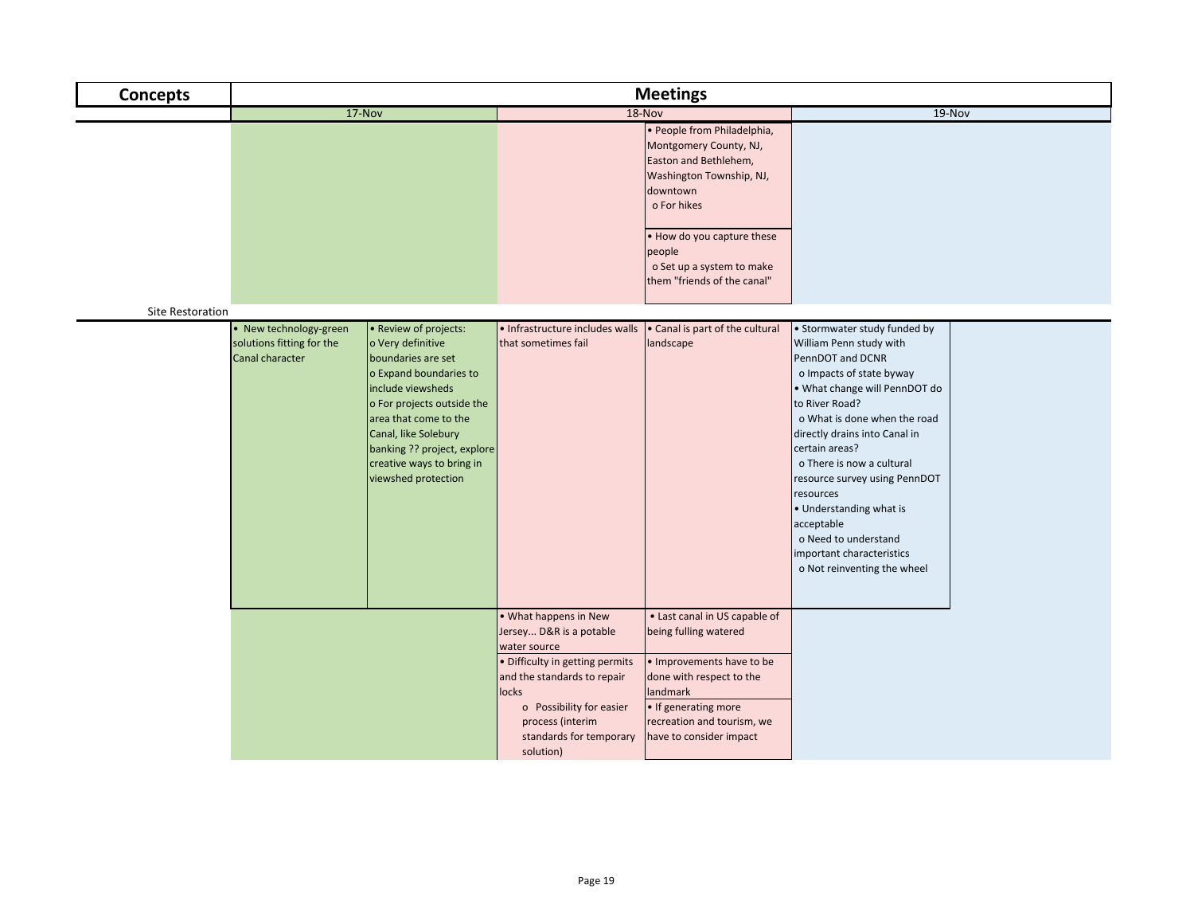| Concepts | Meetings | | | | | |
|---|---|---|---|---|---|---|
| | 17-Nov | | 18-Nov | | 19-Nov | |
| | | | | • People from Philadelphia, Montgomery County, NJ, Easton and Bethlehem, Washington Township, NJ, downtown<br>o For hikes | | |
| | | | | • How do you capture these people<br>o Set up a system to make them "friends of the canal" | | |
| Site Restoration | | | | | | |
| | • New technology-green solutions fitting for the Canal character | • Review of projects:<br>o Very definitive boundaries are set<br>o Expand boundaries to include viewsheds<br>o For projects outside the area that come to the Canal, like Solebury banking ?? project, explore creative ways to bring in viewshed protection | • Infrastructure includes walls that sometimes fail | • Canal is part of the cultural landscape | • Stormwater study funded by William Penn study with PennDOT and DCNR<br>o Impacts of state byway<br>• What change will PennDOT do to River Road?<br>o What is done when the road directly drains into Canal in certain areas?<br>o There is now a cultural resource survey using PennDOT resources<br>• Understanding what is acceptable<br>o Need to understand important characteristics<br>o Not reinventing the wheel | |
| | | | • What happens in New Jersey... D&R is a potable water source | • Last canal in US capable of being fulling watered | | |
| | | | • Difficulty in getting permits and the standards to repair locks<br>o Possibility for easier process (interim standards for temporary solution) | • Improvements have to be done with respect to the landmark<br>• If generating more recreation and tourism, we have to consider impact | | |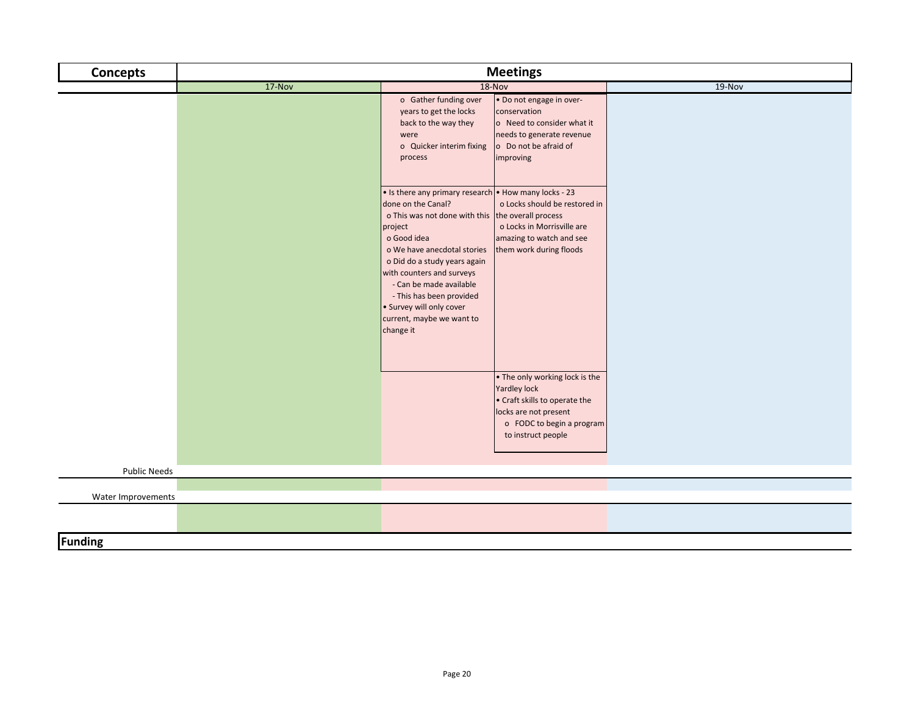| Concepts | Meetings | | | |
|---|---|---|---|---|
| | 17-Nov | 18-Nov | | 19-Nov |
| | | o Gather funding over years to get the locks back to the way they were<br>o Quicker interim fixing process | • Do not engage in over-conservation<br>o Need to consider what it needs to generate revenue<br>o Do not be afraid of improving | |
| | | • Is there any primary research done on the Canal?<br>o This was not done with this project<br>o Good idea<br>o We have anecdotal stories<br>o Did do a study years again with counters and surveys<br>- Can be made available<br>- This has been provided<br>• Survey will only cover current, maybe we want to change it | • How many locks - 23<br>o Locks should be restored in the overall process<br>o Locks in Morrisville are amazing to watch and see them work during floods | |
| | | | • The only working lock is the Yardley lock<br>• Craft skills to operate the locks are not present<br>o FODC to begin a program to instruct people | |
| Public Needs | | | | |
| Water Improvements | | | | |
| **Funding** | | | | |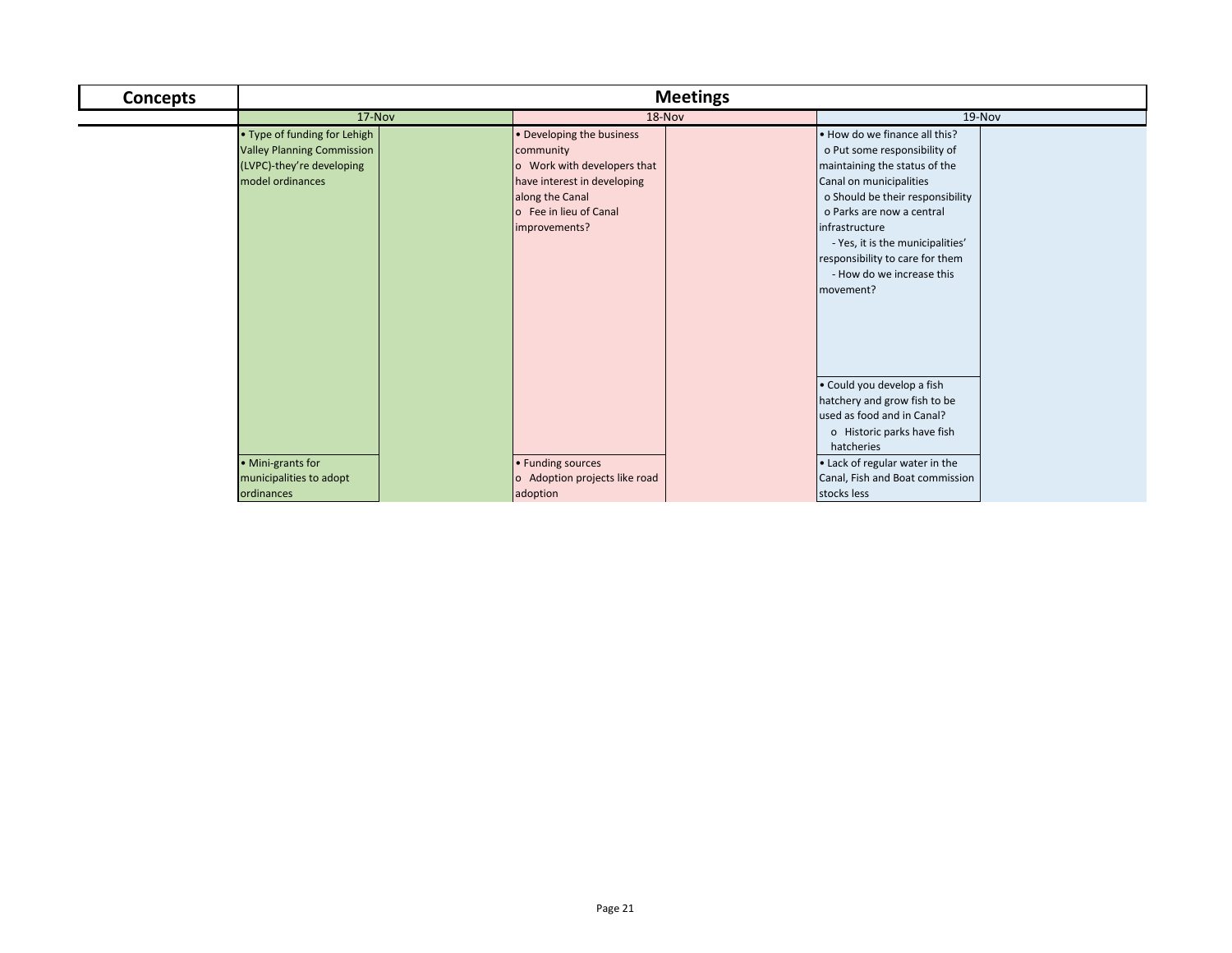| Concepts | Meetings | | | | | |
|---|---|---|---|---|---|---|
| | 17-Nov | | 18-Nov | | 19-Nov | |
| | • Type of funding for Lehigh Valley Planning Commission (LVPC)-they're developing model ordinances | | • Developing the business community<br>o Work with developers that have interest in developing along the Canal<br>o Fee in lieu of Canal improvements? | | • How do we finance all this?<br>o Put some responsibility of maintaining the status of the Canal on municipalities<br>o Should be their responsibility<br>o Parks are now a central infrastructure<br>- Yes, it is the municipalities' responsibility to care for them<br>- How do we increase this movement? | |
| | | | | | • Could you develop a fish hatchery and grow fish to be used as food and in Canal?<br>o Historic parks have fish hatcheries | |
| | • Mini-grants for municipalities to adopt ordinances | | • Funding sources<br>o Adoption projects like road adoption | | • Lack of regular water in the Canal, Fish and Boat commission stocks less | |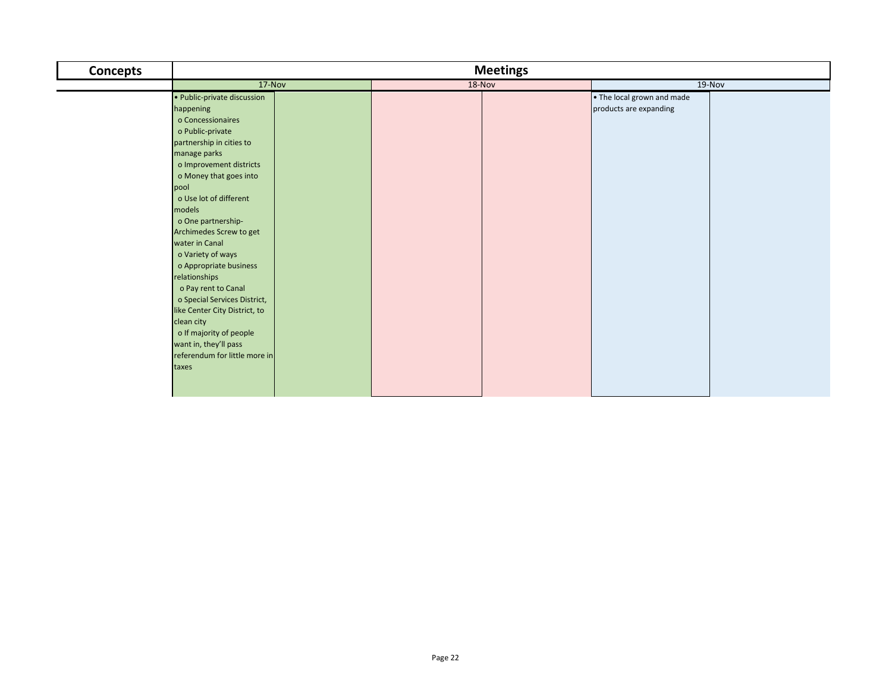| Concepts | Meetings | | | | | |
|---|---|---|---|---|---|---|
| | 17-Nov | | 18-Nov | | 19-Nov | |
| | • Public-private discussion happening<br>o Concessionaires<br>o Public-private partnership in cities to manage parks<br>o Improvement districts<br>o Money that goes into pool<br>o Use lot of different models<br>o One partnership- Archimedes Screw to get water in Canal<br>o Variety of ways<br>o Appropriate business relationships<br>o Pay rent to Canal<br>o Special Services District, like Center City District, to clean city<br>o If majority of people want in, they'll pass referendum for little more in taxes | | | | • The local grown and made products are expanding | |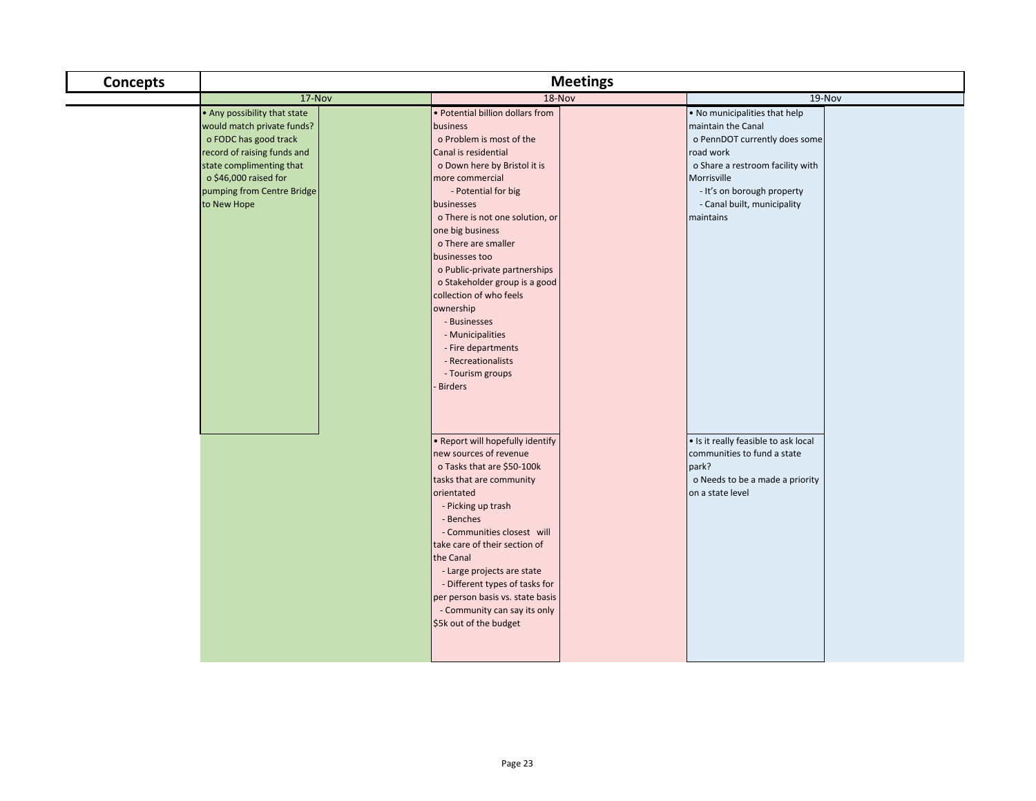| Concepts | Meetings | | |
|---|---|---|---|
| | 17-Nov | 18-Nov | 19-Nov |
| | • Any possibility that state would match private funds?<br>o FODC has good track record of raising funds and state complimenting that<br>o $46,000 raised for pumping from Centre Bridge to New Hope | • Potential billion dollars from business<br>o Problem is most of the Canal is residential<br>o Down here by Bristol it is more commercial<br>- Potential for big businesses<br>o There is not one solution, or one big business<br>o There are smaller businesses too<br>o Public-private partnerships<br>o Stakeholder group is a good collection of who feels ownership<br>- Businesses<br>- Municipalities<br>- Fire departments<br>- Recreationalists<br>- Tourism groups<br>- Birders | • No municipalities that help maintain the Canal<br>o PennDOT currently does some road work<br>o Share a restroom facility with Morrisville<br>- It's on borough property<br>- Canal built, municipality maintains |
| | | • Report will hopefully identify new sources of revenue<br>o Tasks that are $50-100k tasks that are community orientated<br>- Picking up trash<br>- Benches<br>- Communities closest will take care of their section of the Canal<br>- Large projects are state<br>- Different types of tasks for per person basis vs. state basis<br>- Community can say its only $5k out of the budget | • Is it really feasible to ask local communities to fund a state park?<br>o Needs to be a made a priority on a state level |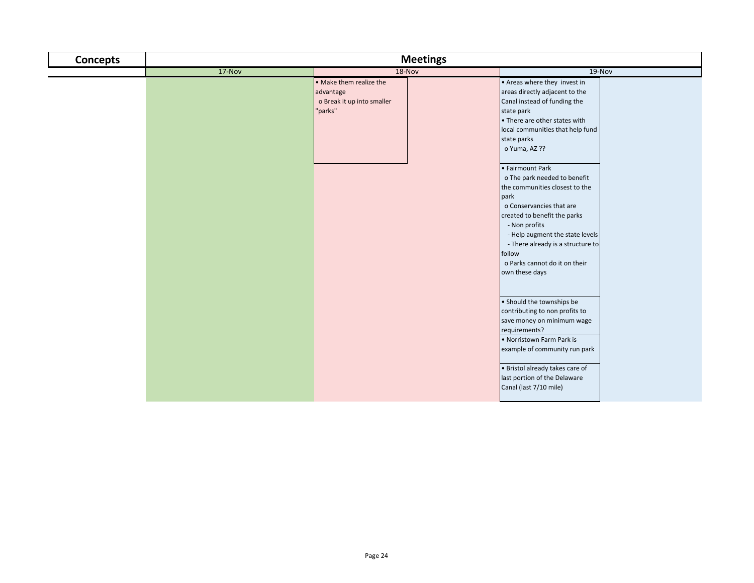| Concepts | Meetings | | |
|---|---|---|---|
| | 17-Nov | 18-Nov | 19-Nov |
| | | • Make them realize the advantage<br>o Break it up into smaller "parks" | • Areas where they invest in areas directly adjacent to the Canal instead of funding the state park<br>• There are other states with local communities that help fund state parks<br>o Yuma, AZ ?? |
| | | | • Fairmount Park<br>o The park needed to benefit the communities closest to the park<br>o Conservancies that are created to benefit the parks<br>- Non profits<br>- Help augment the state levels<br>- There already is a structure to follow<br>o Parks cannot do it on their own these days |
| | | | • Should the townships be contributing to non profits to save money on minimum wage requirements? |
| | | | • Norristown Farm Park is example of community run park |
| | | | • Bristol already takes care of last portion of the Delaware Canal (last 7/10 mile) |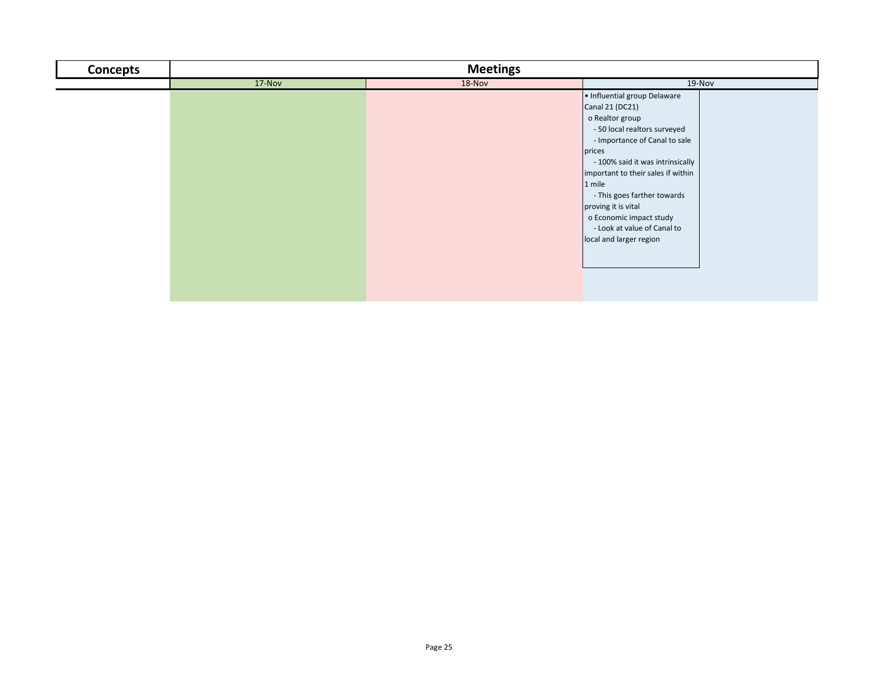| Concepts | Meetings | | |
| --- | --- | --- | --- |
| | 17-Nov | 18-Nov | 19-Nov |
| | | | • Influential group Delaware Canal 21 (DC21)<br>o Realtor group<br>- 50 local realtors surveyed<br>- Importance of Canal to sale prices<br>- 100% said it was intrinsically important to their sales if within 1 mile<br>- This goes farther towards proving it is vital<br>o Economic impact study<br>- Look at value of Canal to local and larger region |